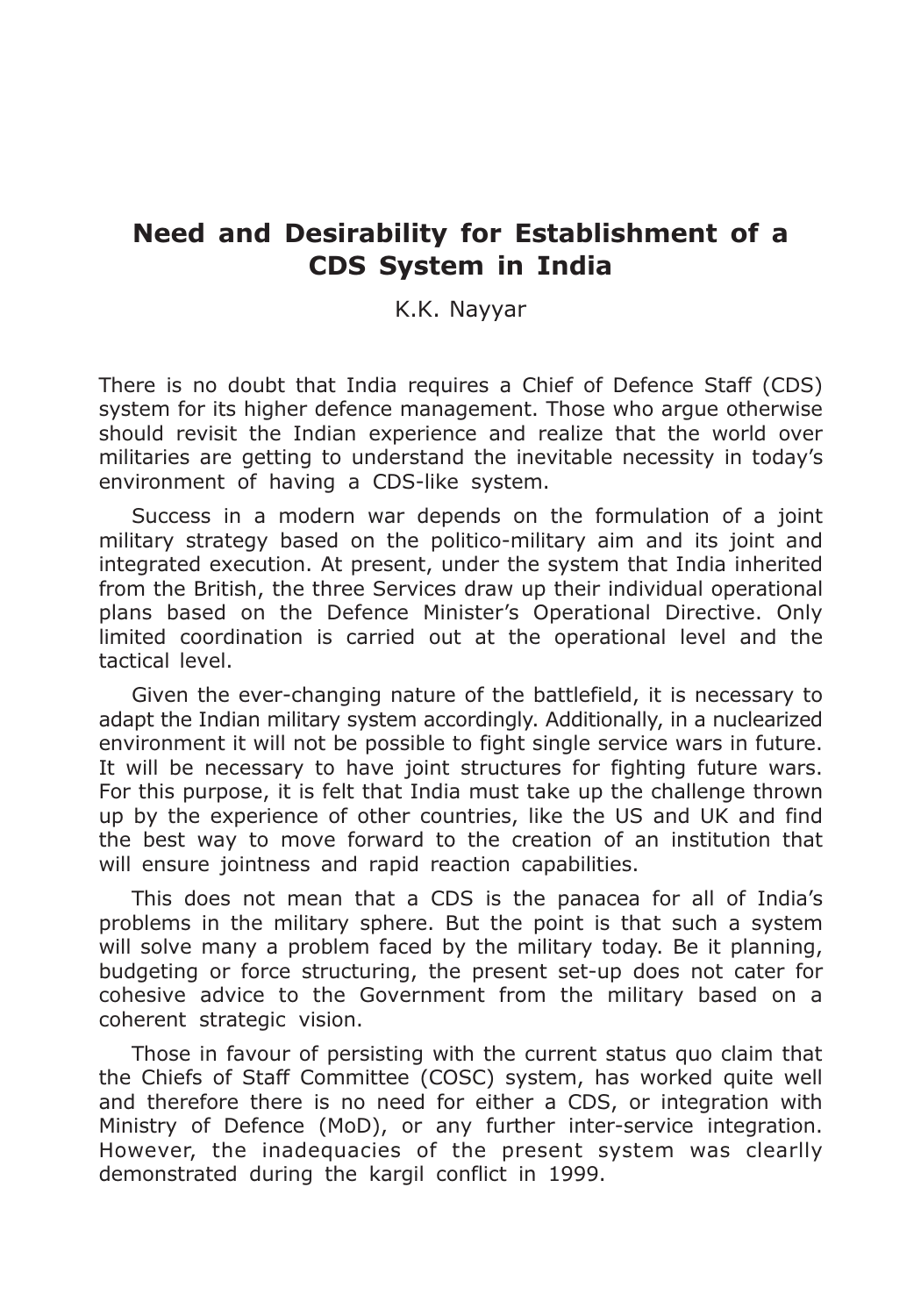# Need and Desirability for Establishment of a CDS System in India

K.K. Nayyar

There is no doubt that India requires a Chief of Defence Staff (CDS) system for its higher defence management. Those who argue otherwise should revisit the Indian experience and realize that the world over militaries are getting to understand the inevitable necessity in today's environment of having a CDS-like system.

Success in a modern war depends on the formulation of a joint military strategy based on the politico-military aim and its joint and integrated execution. At present, under the system that India inherited from the British, the three Services draw up their individual operational plans based on the Defence Minister's Operational Directive. Only limited coordination is carried out at the operational level and the tactical level.

Given the ever-changing nature of the battlefield, it is necessary to adapt the Indian military system accordingly. Additionally, in a nuclearized environment it will not be possible to fight single service wars in future. It will be necessary to have joint structures for fighting future wars. For this purpose, it is felt that India must take up the challenge thrown up by the experience of other countries, like the US and UK and find the best way to move forward to the creation of an institution that will ensure jointness and rapid reaction capabilities.

This does not mean that a CDS is the panacea for all of India's problems in the military sphere. But the point is that such a system will solve many a problem faced by the military today. Be it planning, budgeting or force structuring, the present set-up does not cater for cohesive advice to the Government from the military based on a coherent strategic vision.

Those in favour of persisting with the current status quo claim that the Chiefs of Staff Committee (COSC) system, has worked quite well and therefore there is no need for either a CDS, or integration with Ministry of Defence (MoD), or any further inter-service integration. However, the inadequacies of the present system was clearlly demonstrated during the kargil conflict in 1999.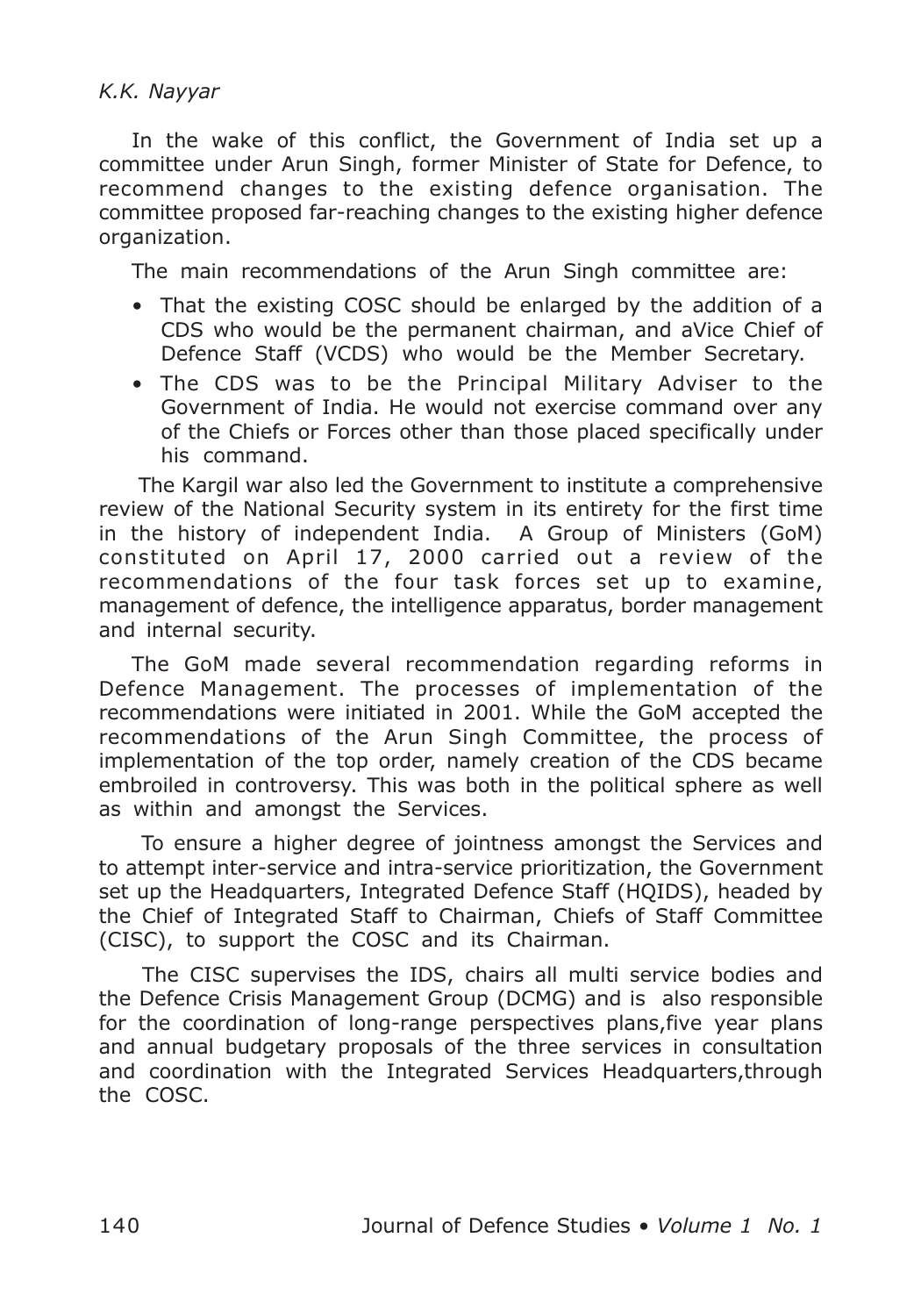In the wake of this conflict, the Government of India set up a committee under Arun Singh, former Minister of State for Defence, to recommend changes to the existing defence organisation. The committee proposed far-reaching changes to the existing higher defence organization.

The main recommendations of the Arun Singh committee are:

- That the existing COSC should be enlarged by the addition of a CDS who would be the permanent chairman, and aVice Chief of Defence Staff (VCDS) who would be the Member Secretary.
- The CDS was to be the Principal Military Adviser to the Government of India. He would not exercise command over any of the Chiefs or Forces other than those placed specifically under his command.

The Kargil war also led the Government to institute a comprehensive review of the National Security system in its entirety for the first time in the history of independent India. A Group of Ministers (GoM) constituted on April 17, 2000 carried out a review of the recommendations of the four task forces set up to examine, management of defence, the intelligence apparatus, border management and internal security.

The GoM made several recommendation regarding reforms in Defence Management. The processes of implementation of the recommendations were initiated in 2001. While the GoM accepted the recommendations of the Arun Singh Committee, the process of implementation of the top order, namely creation of the CDS became embroiled in controversy. This was both in the political sphere as well as within and amongst the Services.

To ensure a higher degree of jointness amongst the Services and to attempt inter-service and intra-service prioritization, the Government set up the Headquarters, Integrated Defence Staff (HQIDS), headed by the Chief of Integrated Staff to Chairman, Chiefs of Staff Committee (CISC), to support the COSC and its Chairman.

The CISC supervises the IDS, chairs all multi service bodies and the Defence Crisis Management Group (DCMG) and is also responsible for the coordination of long-range perspectives plans,five year plans and annual budgetary proposals of the three services in consultation and coordination with the Integrated Services Headquarters,through the COSC.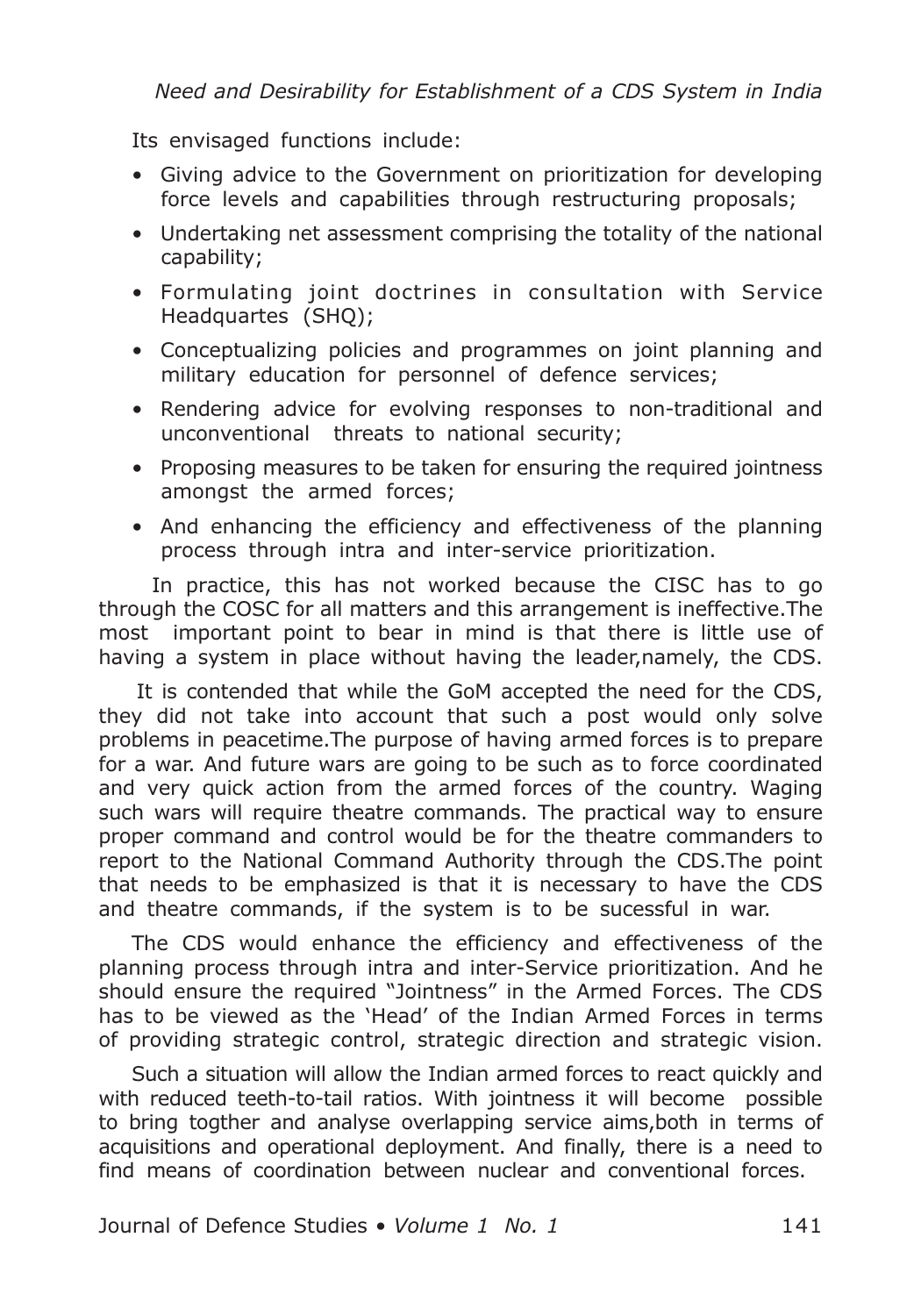Its envisaged functions include:

- Giving advice to the Government on prioritization for developing force levels and capabilities through restructuring proposals;
- Undertaking net assessment comprising the totality of the national capability;
- Formulating joint doctrines in consultation with Service Headquartes (SHQ);
- Conceptualizing policies and programmes on joint planning and military education for personnel of defence services;
- Rendering advice for evolving responses to non-traditional and unconventional threats to national security;
- Proposing measures to be taken for ensuring the required jointness amongst the armed forces;
- And enhancing the efficiency and effectiveness of the planning process through intra and inter-service prioritization.

In practice, this has not worked because the CISC has to go through the COSC for all matters and this arrangement is ineffective.The most important point to bear in mind is that there is little use of having a system in place without having the leader,namely, the CDS.

It is contended that while the GoM accepted the need for the CDS, they did not take into account that such a post would only solve problems in peacetime.The purpose of having armed forces is to prepare for a war. And future wars are going to be such as to force coordinated and very quick action from the armed forces of the country. Waging such wars will require theatre commands. The practical way to ensure proper command and control would be for the theatre commanders to report to the National Command Authority through the CDS.The point that needs to be emphasized is that it is necessary to have the CDS and theatre commands, if the system is to be sucessful in war.

The CDS would enhance the efficiency and effectiveness of the planning process through intra and inter-Service prioritization. And he should ensure the required "Jointness" in the Armed Forces. The CDS has to be viewed as the 'Head' of the Indian Armed Forces in terms of providing strategic control, strategic direction and strategic vision.

Such a situation will allow the Indian armed forces to react quickly and with reduced teeth-to-tail ratios. With jointness it will become possible to bring togther and analyse overlapping service aims,both in terms of acquisitions and operational deployment. And finally, there is a need to find means of coordination between nuclear and conventional forces.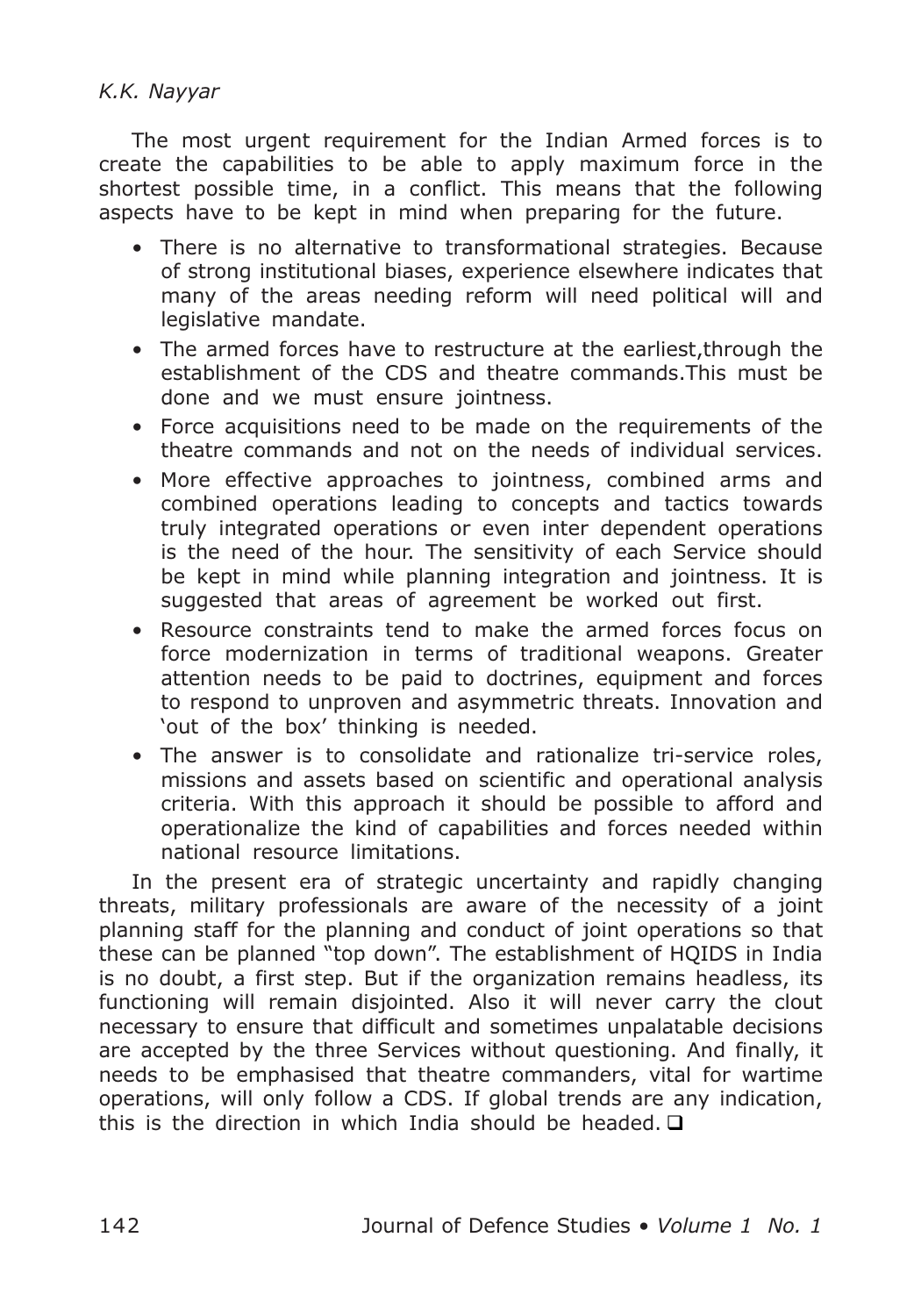The most urgent requirement for the Indian Armed forces is to create the capabilities to be able to apply maximum force in the shortest possible time, in a conflict. This means that the following aspects have to be kept in mind when preparing for the future.

- There is no alternative to transformational strategies. Because of strong institutional biases, experience elsewhere indicates that many of the areas needing reform will need political will and legislative mandate.
- The armed forces have to restructure at the earliest,through the establishment of the CDS and theatre commands.This must be done and we must ensure jointness.
- Force acquisitions need to be made on the requirements of the theatre commands and not on the needs of individual services.
- More effective approaches to jointness, combined arms and combined operations leading to concepts and tactics towards truly integrated operations or even inter dependent operations is the need of the hour. The sensitivity of each Service should be kept in mind while planning integration and jointness. It is suggested that areas of agreement be worked out first.
- Resource constraints tend to make the armed forces focus on force modernization in terms of traditional weapons. Greater attention needs to be paid to doctrines, equipment and forces to respond to unproven and asymmetric threats. Innovation and 'out of the box' thinking is needed.
- The answer is to consolidate and rationalize tri-service roles, missions and assets based on scientific and operational analysis criteria. With this approach it should be possible to afford and operationalize the kind of capabilities and forces needed within national resource limitations.

In the present era of strategic uncertainty and rapidly changing threats, military professionals are aware of the necessity of a joint planning staff for the planning and conduct of joint operations so that these can be planned "top down". The establishment of HQIDS in India is no doubt, a first step. But if the organization remains headless, its functioning will remain disjointed. Also it will never carry the clout necessary to ensure that difficult and sometimes unpalatable decisions are accepted by the three Services without questioning. And finally, it needs to be emphasised that theatre commanders, vital for wartime operations, will only follow a CDS. If global trends are any indication, this is the direction in which India should be headed. ❑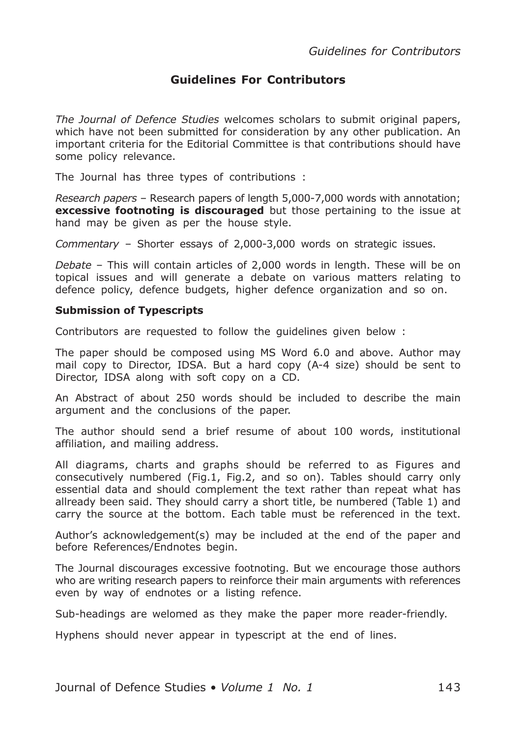## Guidelines For Contributors

*The Journal of Defence Studies* welcomes scholars to submit original papers, which have not been submitted for consideration by any other publication. An important criteria for the Editorial Committee is that contributions should have some policy relevance.

The Journal has three types of contributions :

*Research papers* – Research papers of length 5,000-7,000 words with annotation; **excessive footnoting is discouraged** but those pertaining to the issue at hand may be given as per the house style.

*Commentary* – Shorter essays of 2,000-3,000 words on strategic issues.

*Debate* – This will contain articles of 2,000 words in length. These will be on topical issues and will generate a debate on various matters relating to defence policy, defence budgets, higher defence organization and so on.

**Submission of Typescripts**

Contributors are requested to follow the guidelines given below :

The paper should be composed using MS Word 6.0 and above. Author may mail copy to Director, IDSA. But a hard copy (A-4 size) should be sent to Director, IDSA along with soft copy on a CD.

An Abstract of about 250 words should be included to describe the main argument and the conclusions of the paper.

The author should send a brief resume of about 100 words, institutional affiliation, and mailing address.

All diagrams, charts and graphs should be referred to as Figures and consecutively numbered (Fig.1, Fig.2, and so on). Tables should carry only essential data and should complement the text rather than repeat what has allready been said. They should carry a short title, be numbered (Table 1) and carry the source at the bottom. Each table must be referenced in the text.

Author's acknowledgement(s) may be included at the end of the paper and before References/Endnotes begin.

The Journal discourages excessive footnoting. But we encourage those authors who are writing research papers to reinforce their main arguments with references even by way of endnotes or a listing refence.

Sub-headings are welomed as they make the paper more reader-friendly.

Hyphens should never appear in typescript at the end of lines.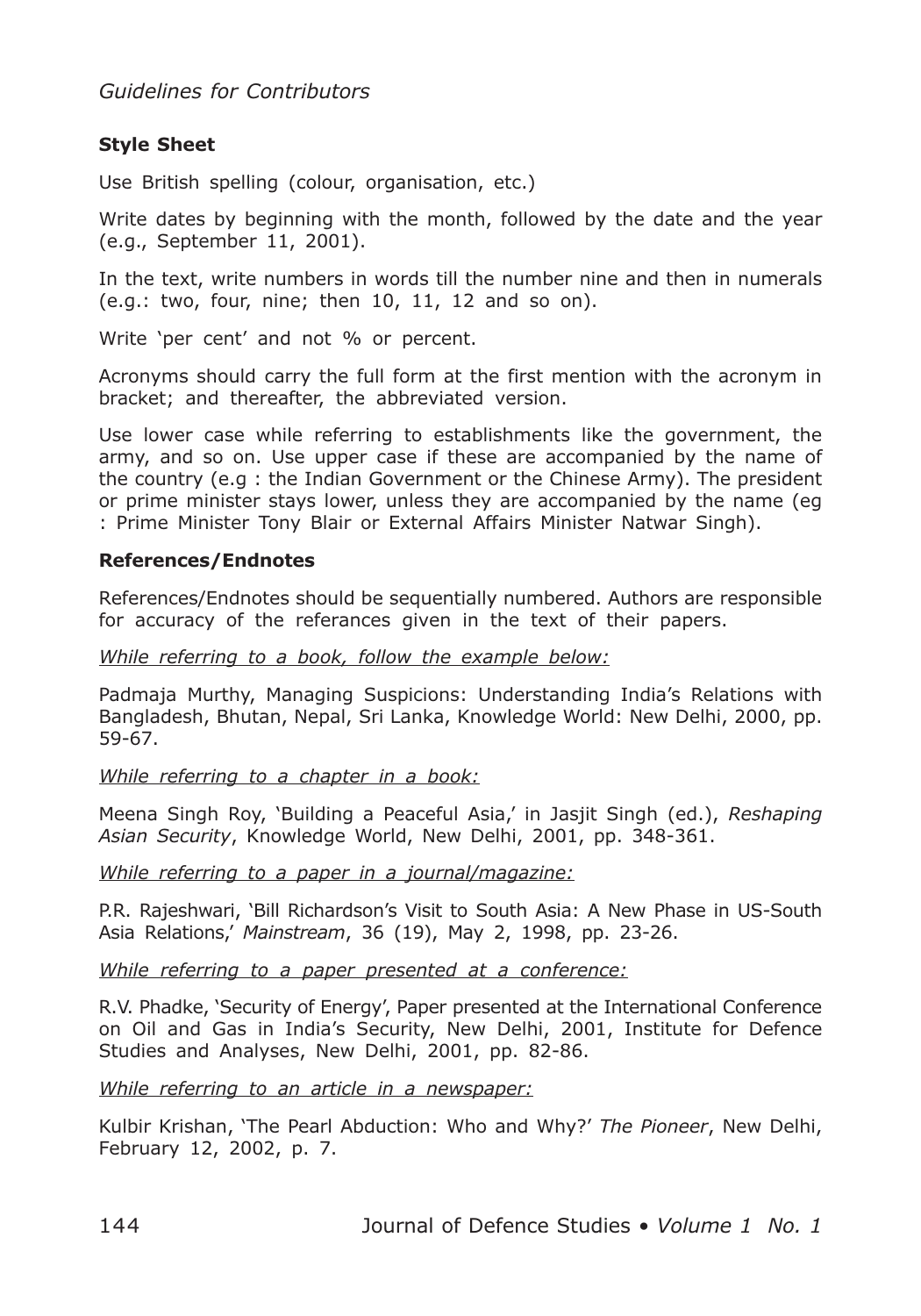*Guidelines for Contributors*

**Style Sheet**

Use British spelling (colour, organisation, etc.)

Write dates by beginning with the month, followed by the date and the year (e.g., September 11, 2001).

In the text, write numbers in words till the number nine and then in numerals (e.g.: two, four, nine; then 10, 11, 12 and so on).

Write 'per cent' and not % or percent.

Acronyms should carry the full form at the first mention with the acronym in bracket; and thereafter, the abbreviated version.

Use lower case while referring to establishments like the government, the army, and so on. Use upper case if these are accompanied by the name of the country (e.g : the Indian Government or the Chinese Army). The president or prime minister stays lower, unless they are accompanied by the name (eg : Prime Minister Tony Blair or External Affairs Minister Natwar Singh).

**References/Endnotes**

References/Endnotes should be sequentially numbered. Authors are responsible for accuracy of the referances given in the text of their papers.

<u>*While referring to a book, follow the example below:*</u>

Padmaja Murthy, Managing Suspicions: Understanding India's Relations with Bangladesh, Bhutan, Nepal, Sri Lanka, Knowledge World: New Delhi, 2000, pp. 59-67.

<u>*While referring to a chapter in a book:*</u>

Meena Singh Roy, 'Building a Peaceful Asia,' in Jasjit Singh (ed.), *Reshaping Asian Security*, Knowledge World, New Delhi, 2001, pp. 348-361.

<u>*While referring to a paper in a journal/magazine:*</u>

P.R. Rajeshwari, 'Bill Richardson's Visit to South Asia: A New Phase in US-South Asia Relations,' *Mainstream*, 36 (19), May 2, 1998, pp. 23-26.

<u>*While referring to a paper presented at a conference:*</u>

R.V. Phadke, 'Security of Energy', Paper presented at the International Conference on Oil and Gas in India's Security, New Delhi, 2001, Institute for Defence Studies and Analyses, New Delhi, 2001, pp. 82-86.

<u>*While referring to an article in a newspaper:*</u>

Kulbir Krishan, 'The Pearl Abduction: Who and Why?' *The Pioneer*, New Delhi, February 12, 2002, p. 7.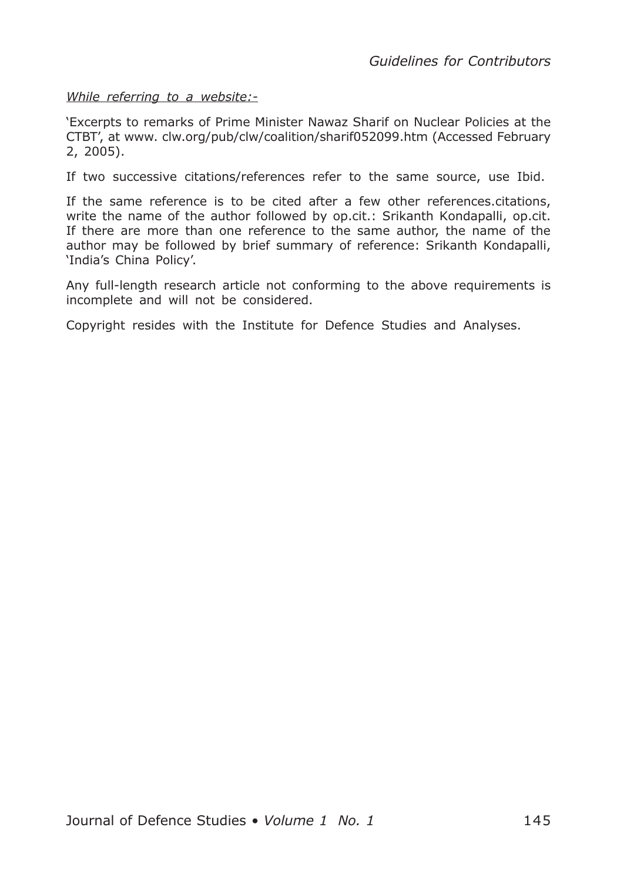*While referring to a website:-*

'Excerpts to remarks of Prime Minister Nawaz Sharif on Nuclear Policies at the CTBT', at www. clw.org/pub/clw/coalition/sharif052099.htm (Accessed February 2, 2005).

If two successive citations/references refer to the same source, use Ibid.

If the same reference is to be cited after a few other references.citations, write the name of the author followed by op.cit.: Srikanth Kondapalli, op.cit. If there are more than one reference to the same author, the name of the author may be followed by brief summary of reference: Srikanth Kondapalli, 'India's China Policy'.

Any full-length research article not conforming to the above requirements is incomplete and will not be considered.

Copyright resides with the Institute for Defence Studies and Analyses.